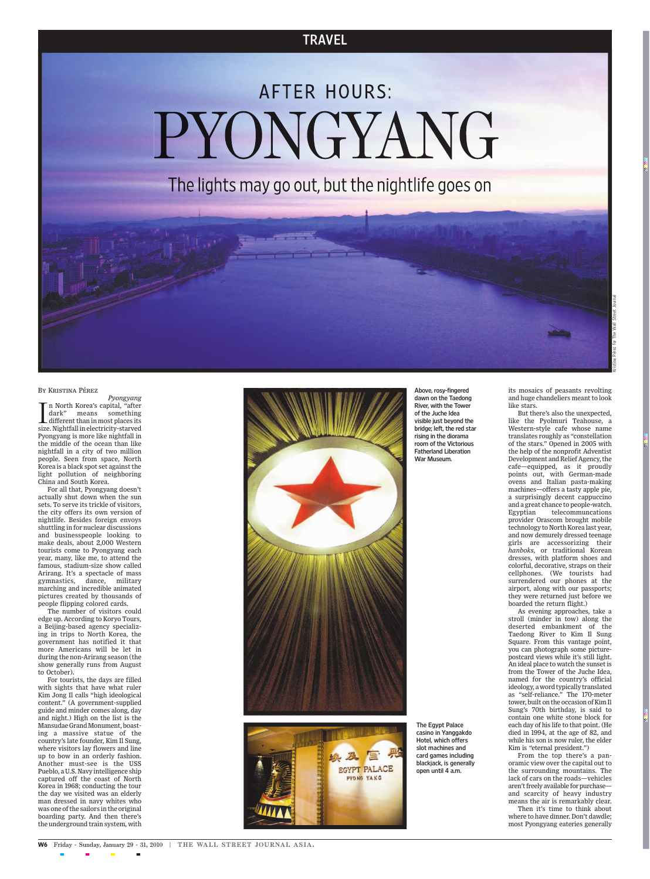TRAVEL

# AFTER HOURS: PYONGYANG

## The lights may go out, but the nightlife goes on

Kristina Pérez for The Wall Street Journal

BY KRISTINA PÉREZ

*Pyongyang*

In North Korea's capital, "after dark" means something different than in most places its size. Nightfall in electricity-starved Pyongyang is more like nightfall in the middle of the ocean than like nightfall in a city of two million people. Seen from space, North Korea is a black spot set against the light pollution of neighboring China and South Korea.

For all that, Pyongyang doesn't actually shut down when the sun sets. To serve its trickle of visitors, the city offers its own version of nightlife. Besides foreign envoys shuttling in for nuclear discussions and businesspeople looking to make deals, about 2,000 Western tourists come to Pyongyang each year, many, like me, to attend the famous, stadium-size show called Arirang. It's a spectacle of mass gymnastics, dance, military marching and incredible animated pictures created by thousands of people flipping colored cards.

The number of visitors could edge up. According to Koryo Tours, a Beijing-based agency specializing in trips to North Korea, the government has notified it that more Americans will be let in during the non-Arirang season (the show generally runs from August to October).

For tourists, the days are filled with sights that have what ruler Kim Jong Il calls "high ideological content." (A government-supplied guide and minder comes along, day and night.) High on the list is the Mansudae Grand Monument, boasting a massive statue of the country's late founder, Kim Il Sung, where visitors lay flowers and line up to bow in an orderly fashion. Another must-see is the USS Pueblo, a U.S. Navy intelligence ship captured off the coast of North Korea in 1968; conducting the tour the day we visited was an elderly man dressed in navy whites who was one of the sailors in the original boarding party. And then there's the underground train system, with its mosaics of peasants revolting and huge chandeliers meant to look like stars.

But there's also the unexpected, like the Pyolmuri Teahouse, a Western-style cafe whose name translates roughly as "constellation of the stars." Opened in 2005 with the help of the nonprofit Adventist Development and Relief Agency, the cafe—equipped, as it proudly points out, with German-made ovens and Italian pasta-making machines—offers a tasty apple pie, a surprisingly decent cappuccino and a great chance to people-watch. Egyptian telecommunications provider Orascom brought mobile technology to North Korea last year, and now demurely dressed teenage girls are accessorizing their *hanboks*, or traditional Korean dresses, with platform shoes and colorful, decorative, straps on their cellphones. (We tourists had surrendered our phones at the airport, along with our passports; they were returned just before we boarded the return flight.)

As evening approaches, take a stroll (minder in tow) along the deserted embankment of the Taedong River to Kim Il Sung Square. From this vantage point, you can photograph some picture-postcard views while it's still light. An ideal place to watch the sunset is from the Tower of the Juche Idea, named for the country's official ideology, a word typically translated as "self-reliance." The 170-meter tower, built on the occasion of Kim Il Sung's 70th birthday, is said to contain one white stone block for each day of his life to that point. (He died in 1994, at the age of 82, and while his son is now ruler, the elder Kim is "eternal president.")

From the top there's a panoramic view over the capital out to the surrounding mountains. The lack of cars on the roads—vehicles aren't freely available for purchase—and scarcity of heavy industry means the air is remarkably clear.

Then it's time to think about where to have dinner. Don't dawdle; most Pyongyang eateries generally

Above, rosy-fingered dawn on the Taedong River, with the Tower of the Juche Idea visible just beyond the bridge; left, the red star rising in the diorama room of the Victorious Fatherland Liberation War Museum.

The Egypt Palace casino in Yanggakdo Hotel, which offers slot machines and card games including blackjack, is generally open until 4 a.m.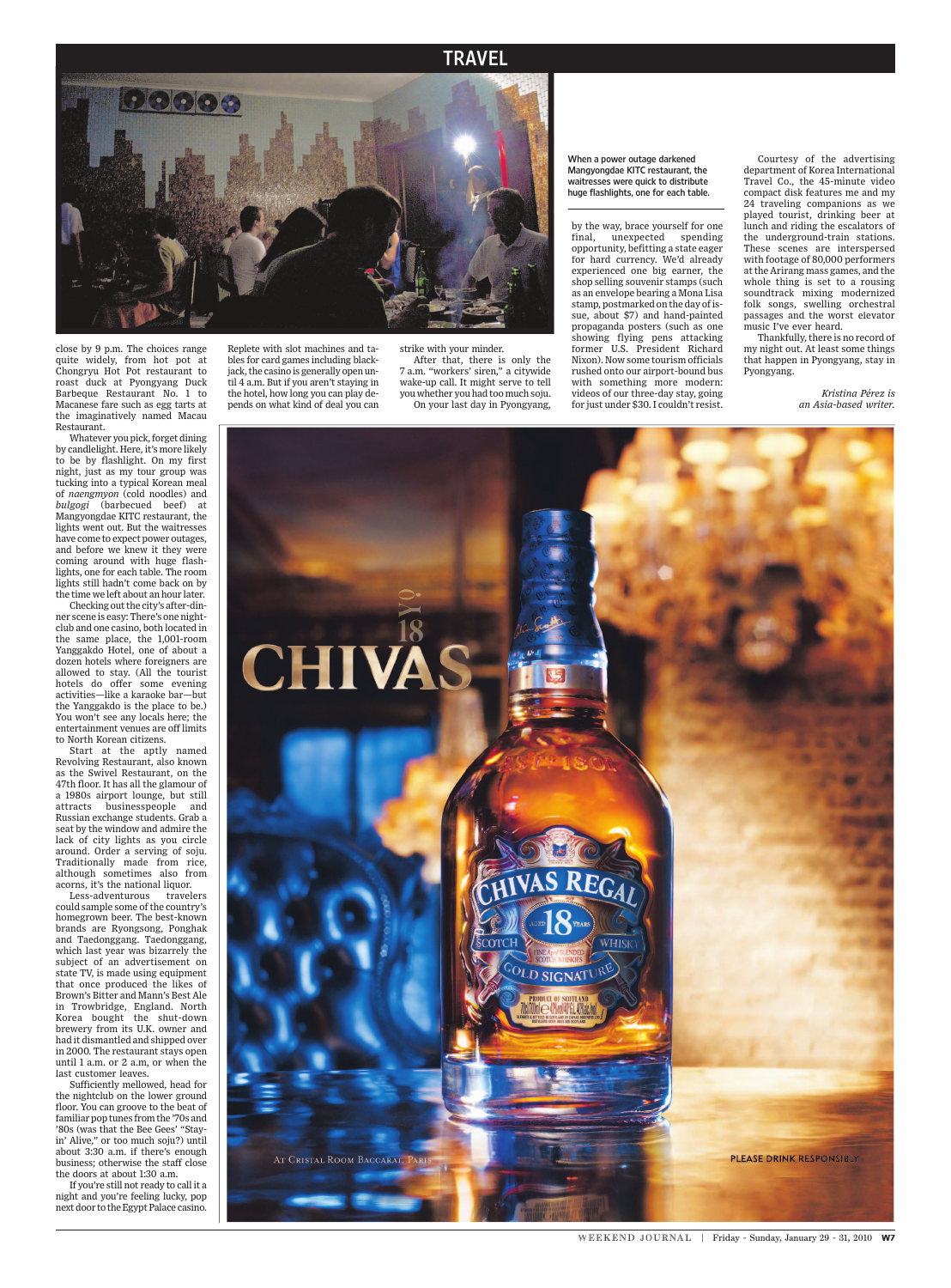When a power outage darkened Mangyongdae KITC restaurant, the waitresses were quick to distribute huge flashlights, one for each table.

close by 9 p.m. The choices range quite widely, from hot pot at Chongryu Hot Pot restaurant to roast duck at Pyongyang Duck Barbeque Restaurant No. 1 to Macanese fare such as egg tarts at the imaginatively named Macau Restaurant.

Whatever you pick, forget dining by candlelight. Here, it's more likely to be by flashlight. On my first night, just as my tour group was tucking into a typical Korean meal of *naengmyon* (cold noodles) and *bulgogi* (barbecued beef) at Mangyongdae KITC restaurant, the lights went out. But the waitresses have come to expect power outages, and before we knew it they were coming around with huge flashlights, one for each table. The room lights still hadn't come back on by the time we left about an hour later.

Checking out the city's after-dinner scene is easy: There's one nightclub and one casino, both located in the same place, the 1,001-room Yanggakdo Hotel, one of about a dozen hotels where foreigners are allowed to stay. (All the tourist hotels do offer some evening activities—like a karaoke bar—but the Yanggakdo is the place to be.) You won't see any locals here; the entertainment venues are off limits to North Korean citizens.

Start at the aptly named Revolving Restaurant, also known as the Swivel Restaurant, on the 47th floor. It has all the glamour of a 1980s airport lounge, but still attracts businesspeople and Russian exchange students. Grab a seat by the window and admire the lack of city lights as you circle around. Order a serving of soju. Traditionally made from rice, although sometimes also from acorns, it's the national liquor.

Less-adventurous travelers could sample some of the country's homegrown beer. The best-known brands are Ryongsong, Ponghak and Taedonggang. Taedonggang, which last year was bizarrely the subject of an advertisement on state TV, is made using equipment that once produced the likes of Brown's Bitter and Mann's Best Ale in Trowbridge, England. North Korea bought the shut-down brewery from its U.K. owner and had it dismantled and shipped over in 2000. The restaurant stays open until 1 a.m. or 2 a.m, or when the last customer leaves.

Sufficiently mellowed, head for the nightclub on the lower ground floor. You can groove to the beat of familiar pop tunes from the '70s and '80s (was that the Bee Gees' "Stayin' Alive," or too much soju?) until about 3:30 a.m. if there's enough business; otherwise the staff close the doors at about 1:30 a.m.

If you're still not ready to call it a night and you're feeling lucky, pop next door to the Egypt Palace casino. Replete with slot machines and tables for card games including blackjack, the casino is generally open until 4 a.m. But if you aren't staying in the hotel, how long you can play depends on what kind of deal you can strike with your minder.

After that, there is only the 7 a.m. "workers' siren," a citywide wake-up call. It might serve to tell you whether you had too much soju.

On your last day in Pyongyang, by the way, brace yourself for one final, unexpected spending opportunity, befitting a state eager for hard currency. We'd already experienced one big earner, the shop selling souvenir stamps (such as an envelope bearing a Mona Lisa stamp, postmarked on the day of issue, about $7) and hand-painted propaganda posters (such as one showing flying pens attacking former U.S. President Richard Nixon). Now some tourism officials rushed onto our airport-bound bus with something more modern: videos of our three-day stay, going for just under $30. I couldn't resist.

Courtesy of the advertising department of Korea International Travel Co., the 45-minute video compact disk features me and my 24 traveling companions as we played tourist, drinking beer at lunch and riding the escalators of the underground-train stations. These scenes are interspersed with footage of 80,000 performers at the Arirang mass games, and the whole thing is set to a rousing soundtrack mixing modernized folk songs, swelling orchestral passages and the worst elevator music I've ever heard.

Thankfully, there is no record of my night out. At least some things that happen in Pyongyang, stay in Pyongyang.

*Kristina Pérez is an Asia-based writer.*